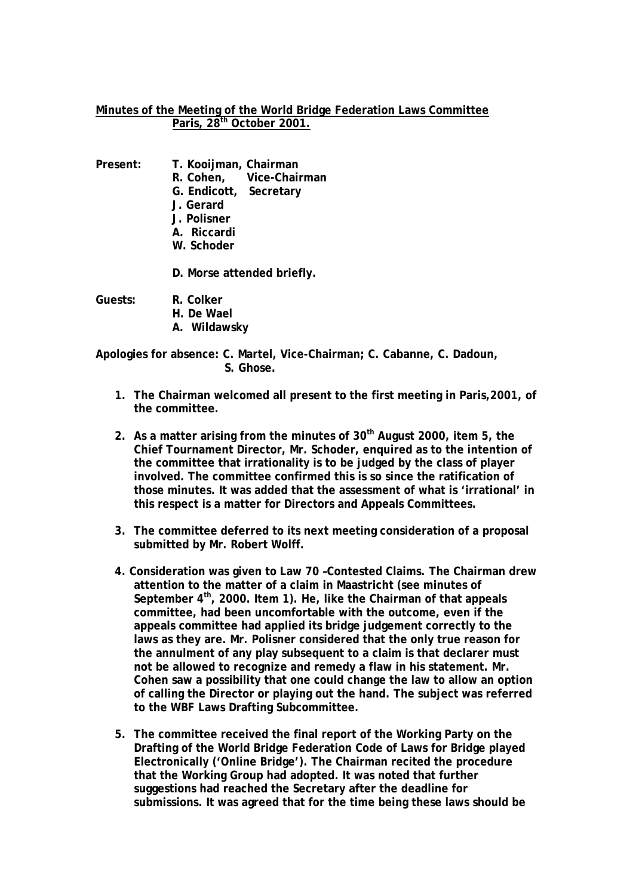**Minutes of the Meeting of the World Bridge Federation Laws Committee**
**Paris, 28th October 2001.**

**Present:** T. Kooijman, Chairman
R. Cohen, Vice-Chairman
G. Endicott, Secretary
J. Gerard
J. Polisner
A. Riccardi
W. Schoder

D. Morse attended briefly.

**Guests:** R. Colker
H. De Wael
A. Wildawsky

**Apologies for absence:** C. Martel, Vice-Chairman; C. Cabanne, C. Dadoun, S. Ghose.

1. The Chairman welcomed all present to the first meeting in Paris,2001, of the committee.

2. As a matter arising from the minutes of 30th August 2000, item 5, the Chief Tournament Director, Mr. Schoder, enquired as to the intention of the committee that irrationality is to be judged by the class of player involved. The committee confirmed this is so since the ratification of those minutes. It was added that the assessment of what is 'irrational' in this respect is a matter for Directors and Appeals Committees.

3. The committee deferred to its next meeting consideration of a proposal submitted by Mr. Robert Wolff.

4. Consideration was given to Law 70 –Contested Claims. The Chairman drew attention to the matter of a claim in Maastricht (see minutes of September 4th, 2000. Item 1). He, like the Chairman of that appeals committee, had been uncomfortable with the outcome, even if the appeals committee had applied its bridge judgement correctly to the laws as they are. Mr. Polisner considered that the only true reason for the annulment of any play subsequent to a claim is that declarer must not be allowed to recognize and remedy a flaw in his statement. Mr. Cohen saw a possibility that one could change the law to allow an option of calling the Director or playing out the hand. The subject was referred to the WBF Laws Drafting Subcommittee.

5. The committee received the final report of the Working Party on the Drafting of the World Bridge Federation Code of Laws for Bridge played Electronically ('Online Bridge'). The Chairman recited the procedure that the Working Group had adopted. It was noted that further suggestions had reached the Secretary after the deadline for submissions. It was agreed that for the time being these laws should be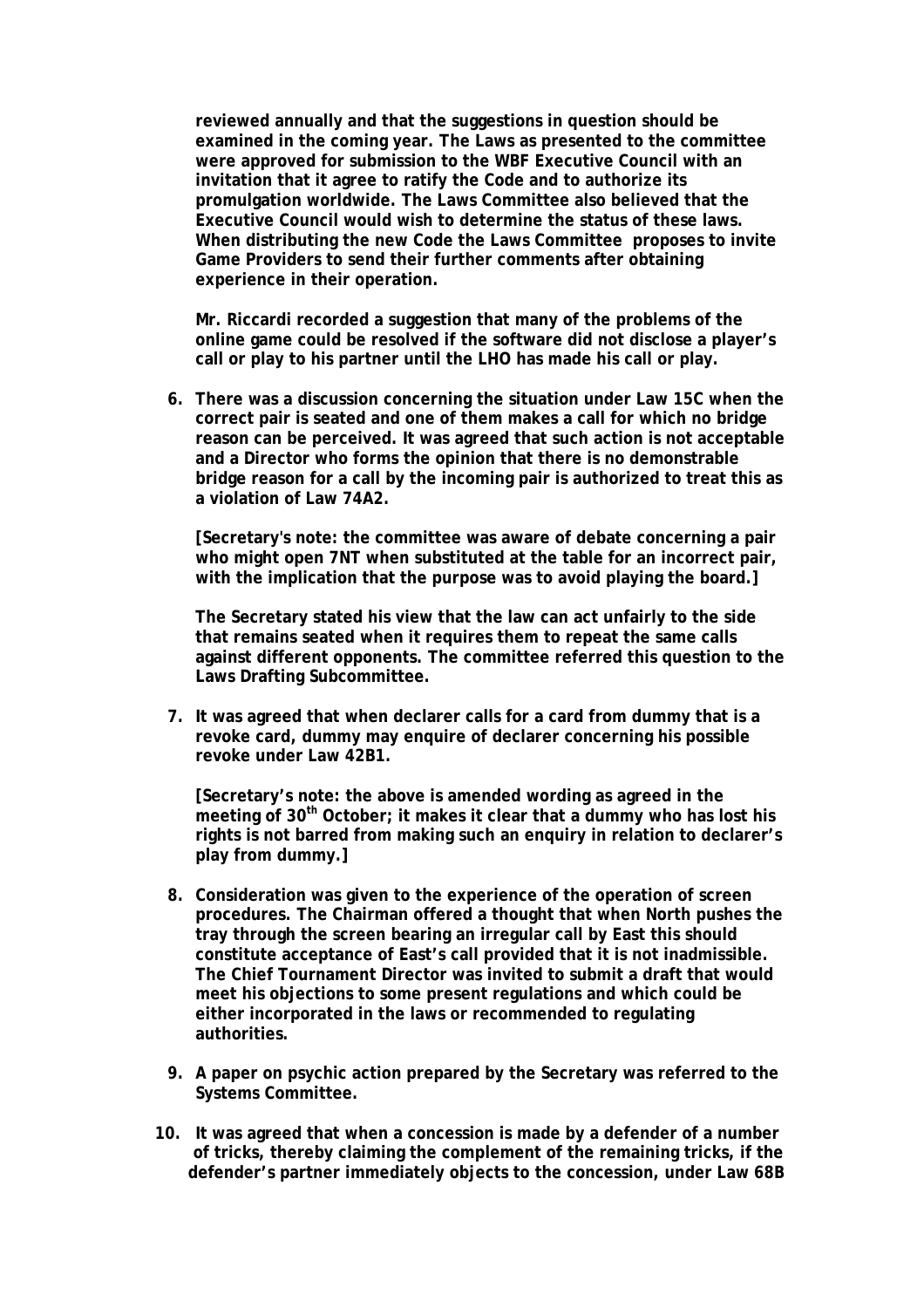**reviewed annually and that the suggestions in question should be examined in the coming year. The Laws as presented to the committee were approved for submission to the WBF Executive Council with an invitation that it agree to ratify the Code and to authorize its promulgation worldwide. The Laws Committee also believed that the Executive Council would wish to determine the status of these laws. When distributing the new Code the Laws Committee proposes to invite Game Providers to send their further comments after obtaining experience in their operation.**

**Mr. Riccardi recorded a suggestion that many of the problems of the online game could be resolved if the software did not disclose a player's call or play to his partner until the LHO has made his call or play.**

6. **There was a discussion concerning the situation under Law 15C when the correct pair is seated and one of them makes a call for which no bridge reason can be perceived. It was agreed that such action is not acceptable and a Director who forms the opinion that there is no demonstrable bridge reason for a call by the incoming pair is authorized to treat this as a violation of Law 74A2.**

   **[Secretary's note: the committee was aware of debate concerning a pair who might open 7NT when substituted at the table for an incorrect pair, with the implication that the purpose was to avoid playing the board.]**

   **The Secretary stated his view that the law can act unfairly to the side that remains seated when it requires them to repeat the same calls against different opponents. The committee referred this question to the Laws Drafting Subcommittee.**

7. **It was agreed that when declarer calls for a card from dummy that is a revoke card, dummy may enquire of declarer concerning his possible revoke under Law 42B1.**

   **[Secretary's note: the above is amended wording as agreed in the meeting of 30th October; it makes it clear that a dummy who has lost his rights is not barred from making such an enquiry in relation to declarer's play from dummy.]**

8. **Consideration was given to the experience of the operation of screen procedures. The Chairman offered a thought that when North pushes the tray through the screen bearing an irregular call by East this should constitute acceptance of East's call provided that it is not inadmissible. The Chief Tournament Director was invited to submit a draft that would meet his objections to some present regulations and which could be either incorporated in the laws or recommended to regulating authorities.**

9. **A paper on psychic action prepared by the Secretary was referred to the Systems Committee.**

10. **It was agreed that when a concession is made by a defender of a number of tricks, thereby claiming the complement of the remaining tricks, if the defender's partner immediately objects to the concession, under Law 68B**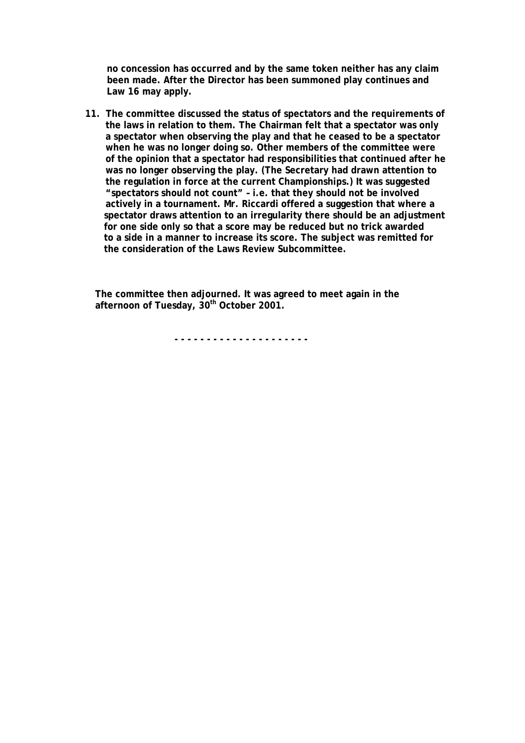**no concession has occurred and by the same token neither has any claim been made. After the Director has been summoned play continues and Law 16 may apply.**

11. **The committee discussed the status of spectators and the requirements of the laws in relation to them. The Chairman felt that a spectator was only a spectator when observing the play and that he ceased to be a spectator when he was no longer doing so. Other members of the committee were of the opinion that a spectator had responsibilities that continued after he was no longer observing the play. (The Secretary had drawn attention to the regulation in force at the current Championships.) It was suggested "spectators should not count" – i.e. that they should not be involved actively in a tournament. Mr. Riccardi offered a suggestion that where a spectator draws attention to an irregularity there should be an adjustment for one side only so that a score may be reduced but no trick awarded to a side in a manner to increase its score. The subject was remitted for the consideration of the Laws Review Subcommittee.**

**The committee then adjourned. It was agreed to meet again in the afternoon of Tuesday, 30th October 2001.**

\- - - - - - - - - - - - - - - - - - - - -